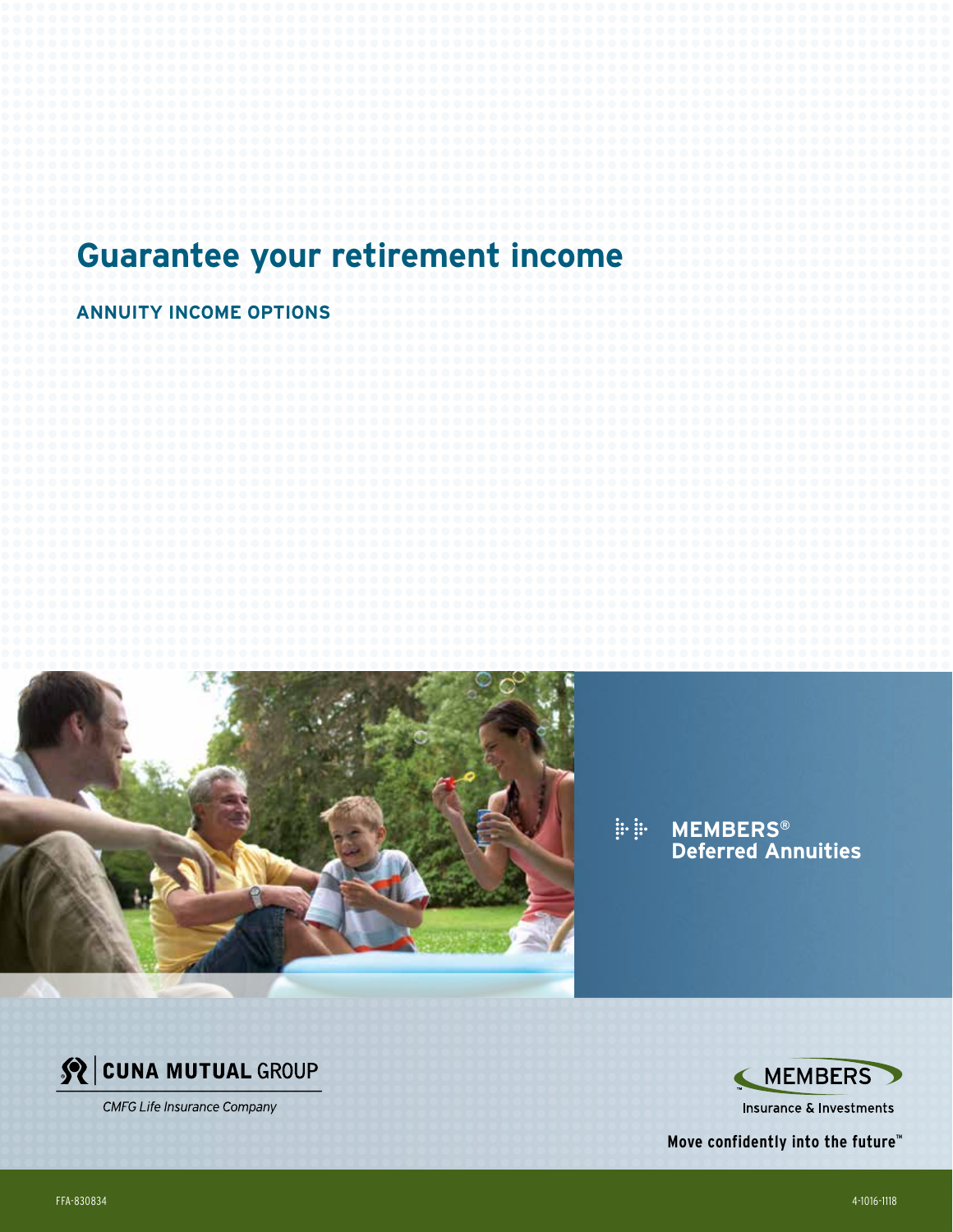# Guarantee your retirement income

## ANNUITY INCOME OPTIONS

**MEMBERS® Deferred Annuities**

CUNA MUTUAL GROUP

*CMFG Life Insurance Company*

MEMBERS™

Insurance & Investments

**Move confidently into the future™**

FFA-830834

4-1016-1118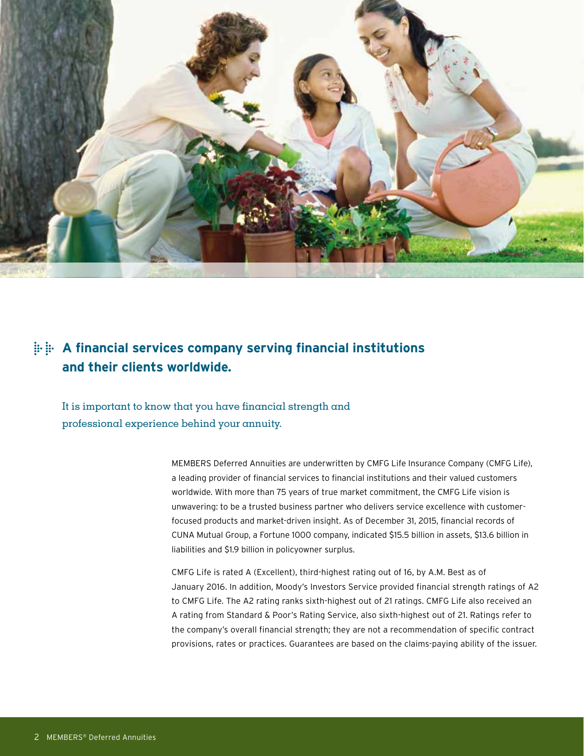## A financial services company serving financial institutions and their clients worldwide.

It is important to know that you have financial strength and professional experience behind your annuity.

MEMBERS Deferred Annuities are underwritten by CMFG Life Insurance Company (CMFG Life), a leading provider of financial services to financial institutions and their valued customers worldwide. With more than 75 years of true market commitment, the CMFG Life vision is unwavering: to be a trusted business partner who delivers service excellence with customer-focused products and market-driven insight. As of December 31, 2015, financial records of CUNA Mutual Group, a Fortune 1000 company, indicated $15.5 billion in assets, $13.6 billion in liabilities and $1.9 billion in policyowner surplus.

CMFG Life is rated A (Excellent), third-highest rating out of 16, by A.M. Best as of January 2016. In addition, Moody's Investors Service provided financial strength ratings of A2 to CMFG Life. The A2 rating ranks sixth-highest out of 21 ratings. CMFG Life also received an A rating from Standard & Poor's Rating Service, also sixth-highest out of 21. Ratings refer to the company's overall financial strength; they are not a recommendation of specific contract provisions, rates or practices. Guarantees are based on the claims-paying ability of the issuer.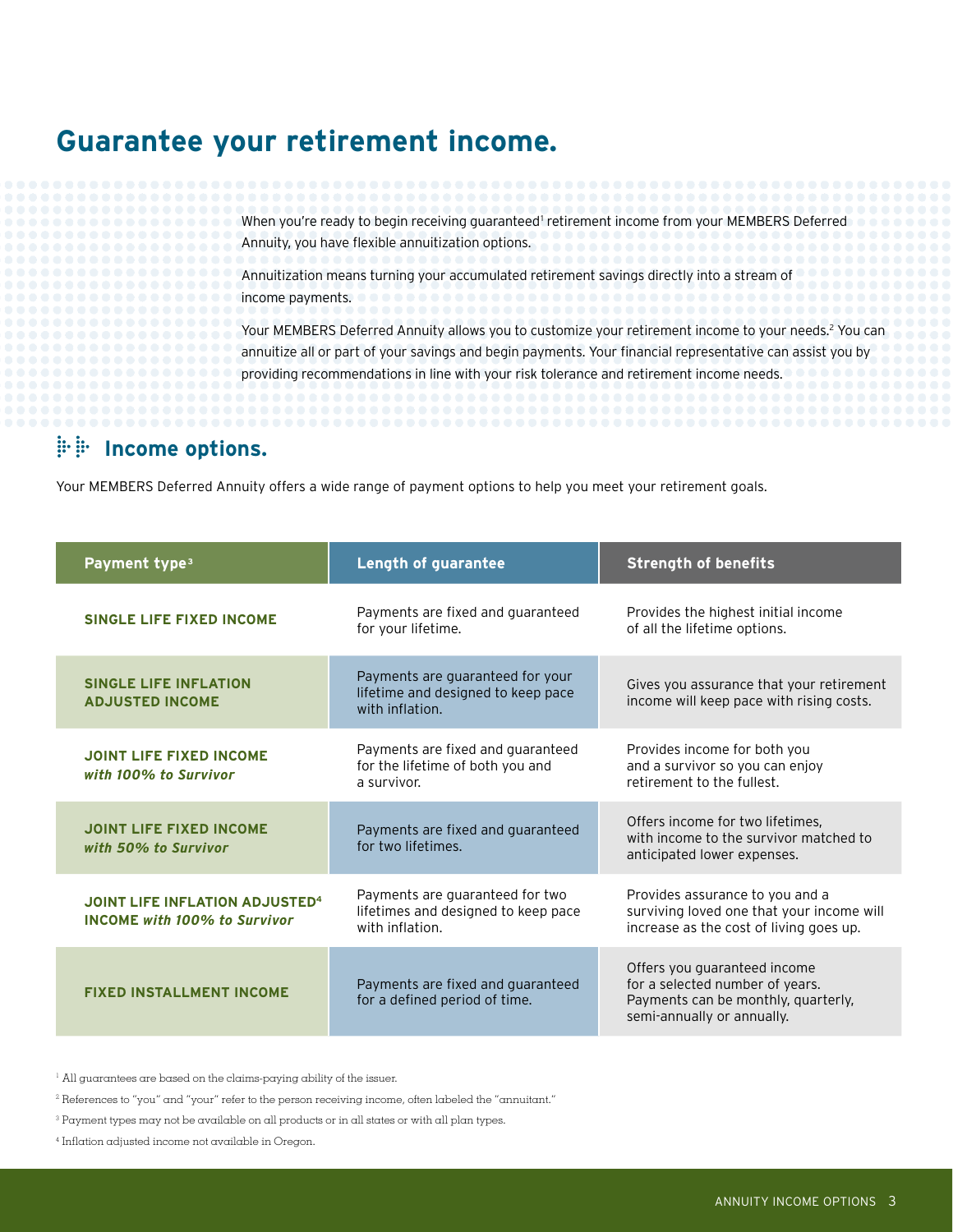# Guarantee your retirement income.

When you're ready to begin receiving guaranteed[1] retirement income from your MEMBERS Deferred Annuity, you have flexible annuitization options.

Annuitization means turning your accumulated retirement savings directly into a stream of income payments.

Your MEMBERS Deferred Annuity allows you to customize your retirement income to your needs.[2] You can annuitize all or part of your savings and begin payments. Your financial representative can assist you by providing recommendations in line with your risk tolerance and retirement income needs.

## Income options.

Your MEMBERS Deferred Annuity offers a wide range of payment options to help you meet your retirement goals.

| Payment type[3] | Length of guarantee | Strength of benefits |
|---|---|---|
| **SINGLE LIFE FIXED INCOME** | Payments are fixed and guaranteed for your lifetime. | Provides the highest initial income of all the lifetime options. |
| **SINGLE LIFE INFLATION ADJUSTED INCOME** | Payments are guaranteed for your lifetime and designed to keep pace with inflation. | Gives you assurance that your retirement income will keep pace with rising costs. |
| **JOINT LIFE FIXED INCOME** ***with 100% to Survivor*** | Payments are fixed and guaranteed for the lifetime of both you and a survivor. | Provides income for both you and a survivor so you can enjoy retirement to the fullest. |
| **JOINT LIFE FIXED INCOME** ***with 50% to Survivor*** | Payments are fixed and guaranteed for two lifetimes. | Offers income for two lifetimes, with income to the survivor matched to anticipated lower expenses. |
| **JOINT LIFE INFLATION ADJUSTED[4] INCOME** ***with 100% to Survivor*** | Payments are guaranteed for two lifetimes and designed to keep pace with inflation. | Provides assurance to you and a surviving loved one that your income will increase as the cost of living goes up. |
| **FIXED INSTALLMENT INCOME** | Payments are fixed and guaranteed for a defined period of time. | Offers you guaranteed income for a selected number of years. Payments can be monthly, quarterly, semi-annually or annually. |

[1] All guarantees are based on the claims-paying ability of the issuer.

[2] References to "you" and "your" refer to the person receiving income, often labeled the "annuitant."

[3] Payment types may not be available on all products or in all states or with all plan types.

[4] Inflation adjusted income not available in Oregon.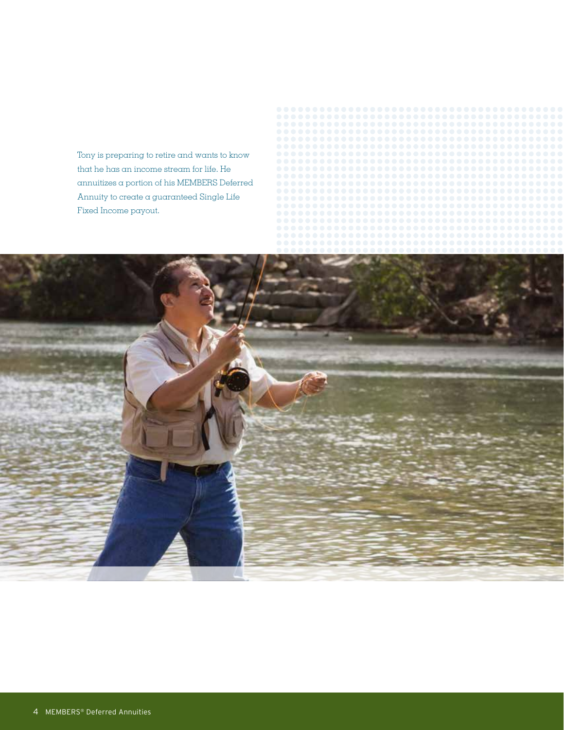Tony is preparing to retire and wants to know that he has an income stream for life. He annuitizes a portion of his MEMBERS Deferred Annuity to create a guaranteed Single Life Fixed Income payout.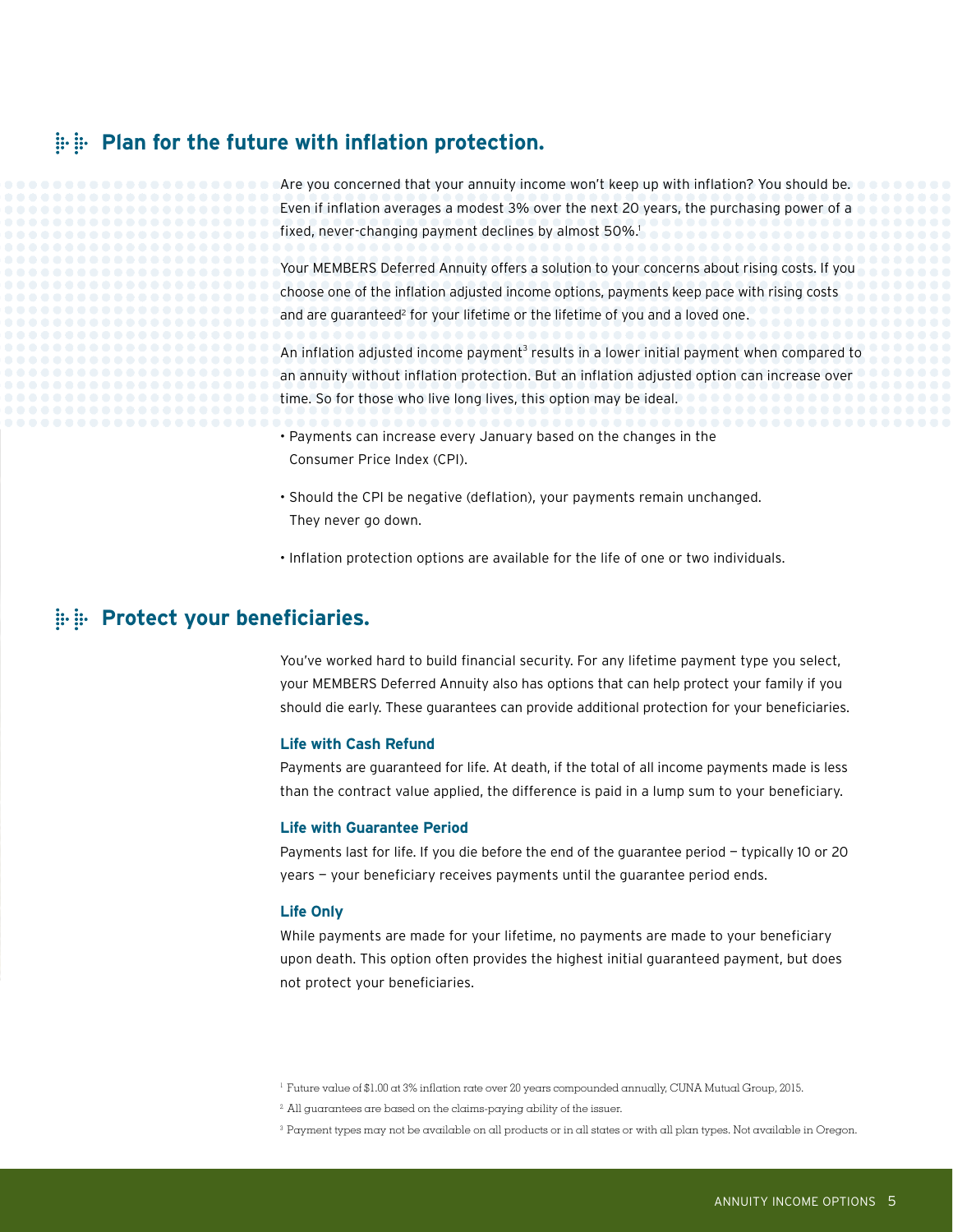## Plan for the future with inflation protection.

Are you concerned that your annuity income won't keep up with inflation? You should be. Even if inflation averages a modest 3% over the next 20 years, the purchasing power of a fixed, never-changing payment declines by almost 50%.[1]

Your MEMBERS Deferred Annuity offers a solution to your concerns about rising costs. If you choose one of the inflation adjusted income options, payments keep pace with rising costs and are guaranteed[2] for your lifetime or the lifetime of you and a loved one.

An inflation adjusted income payment[3] results in a lower initial payment when compared to an annuity without inflation protection. But an inflation adjusted option can increase over time. So for those who live long lives, this option may be ideal.

- Payments can increase every January based on the changes in the Consumer Price Index (CPI).
- Should the CPI be negative (deflation), your payments remain unchanged. They never go down.
- Inflation protection options are available for the life of one or two individuals.

## Protect your beneficiaries.

You've worked hard to build financial security. For any lifetime payment type you select, your MEMBERS Deferred Annuity also has options that can help protect your family if you should die early. These guarantees can provide additional protection for your beneficiaries.

### Life with Cash Refund

Payments are guaranteed for life. At death, if the total of all income payments made is less than the contract value applied, the difference is paid in a lump sum to your beneficiary.

### Life with Guarantee Period

Payments last for life. If you die before the end of the guarantee period — typically 10 or 20 years — your beneficiary receives payments until the guarantee period ends.

### Life Only

While payments are made for your lifetime, no payments are made to your beneficiary upon death. This option often provides the highest initial guaranteed payment, but does not protect your beneficiaries.

[1] Future value of $1.00 at 3% inflation rate over 20 years compounded annually, CUNA Mutual Group, 2015.

[2] All guarantees are based on the claims-paying ability of the issuer.

[3] Payment types may not be available on all products or in all states or with all plan types. Not available in Oregon.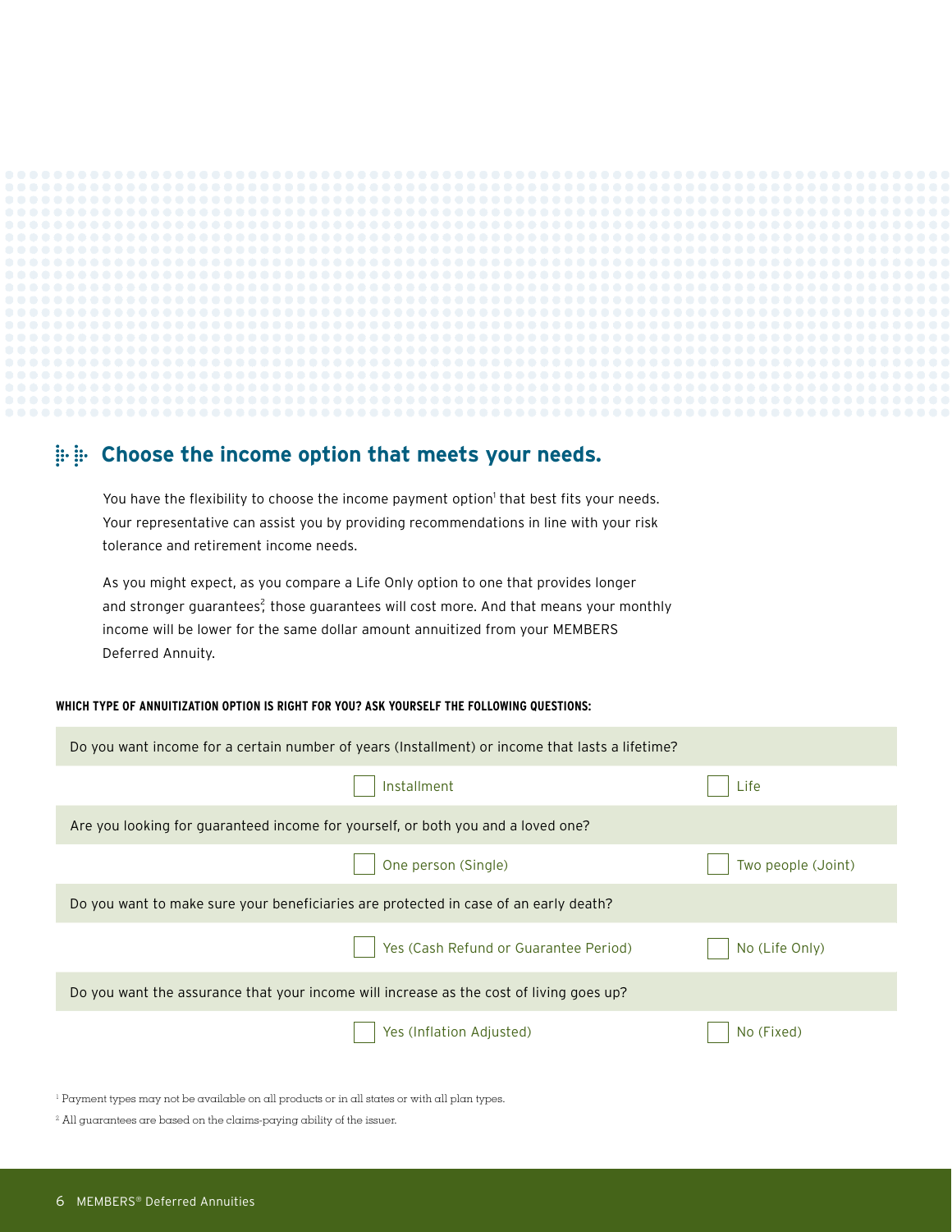## Choose the income option that meets your needs.

You have the flexibility to choose the income payment option[1] that best fits your needs. Your representative can assist you by providing recommendations in line with your risk tolerance and retirement income needs.

As you might expect, as you compare a Life Only option to one that provides longer and stronger guarantees[2], those guarantees will cost more. And that means your monthly income will be lower for the same dollar amount annuitized from your MEMBERS Deferred Annuity.

**WHICH TYPE OF ANNUITIZATION OPTION IS RIGHT FOR YOU? ASK YOURSELF THE FOLLOWING QUESTIONS:**

Do you want income for a certain number of years (Installment) or income that lasts a lifetime?

- [ ] Installment
- [ ] Life

Are you looking for guaranteed income for yourself, or both you and a loved one?

- [ ] One person (Single)
- [ ] Two people (Joint)

Do you want to make sure your beneficiaries are protected in case of an early death?

- [ ] Yes (Cash Refund or Guarantee Period)
- [ ] No (Life Only)

Do you want the assurance that your income will increase as the cost of living goes up?

- [ ] Yes (Inflation Adjusted)
- [ ] No (Fixed)

[1] Payment types may not be available on all products or in all states or with all plan types.

[2] All guarantees are based on the claims-paying ability of the issuer.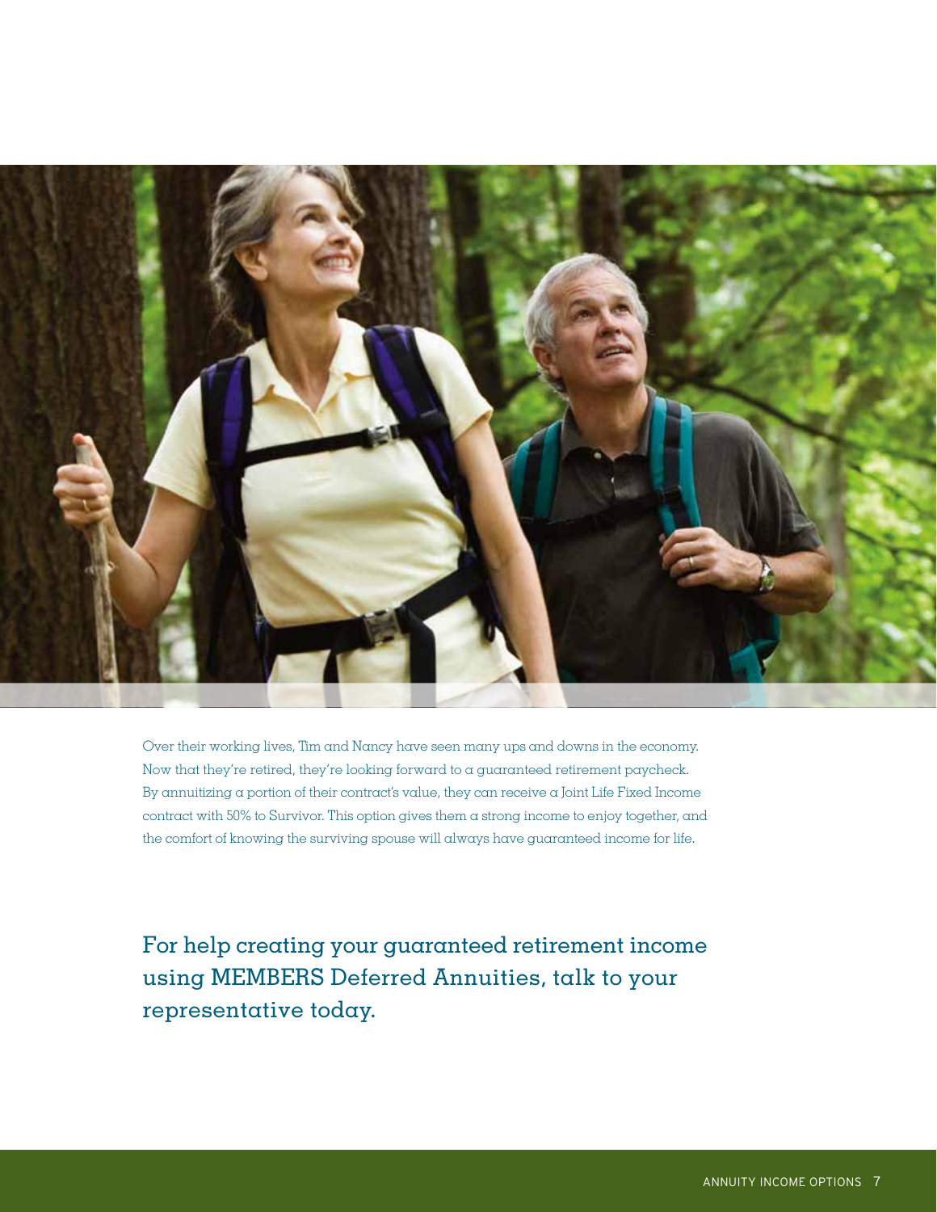Over their working lives, Tim and Nancy have seen many ups and downs in the economy. Now that they're retired, they're looking forward to a guaranteed retirement paycheck. By annuitizing a portion of their contract's value, they can receive a Joint Life Fixed Income contract with 50% to Survivor. This option gives them a strong income to enjoy together, and the comfort of knowing the surviving spouse will always have guaranteed income for life.

## For help creating your guaranteed retirement income using MEMBERS Deferred Annuities, talk to your representative today.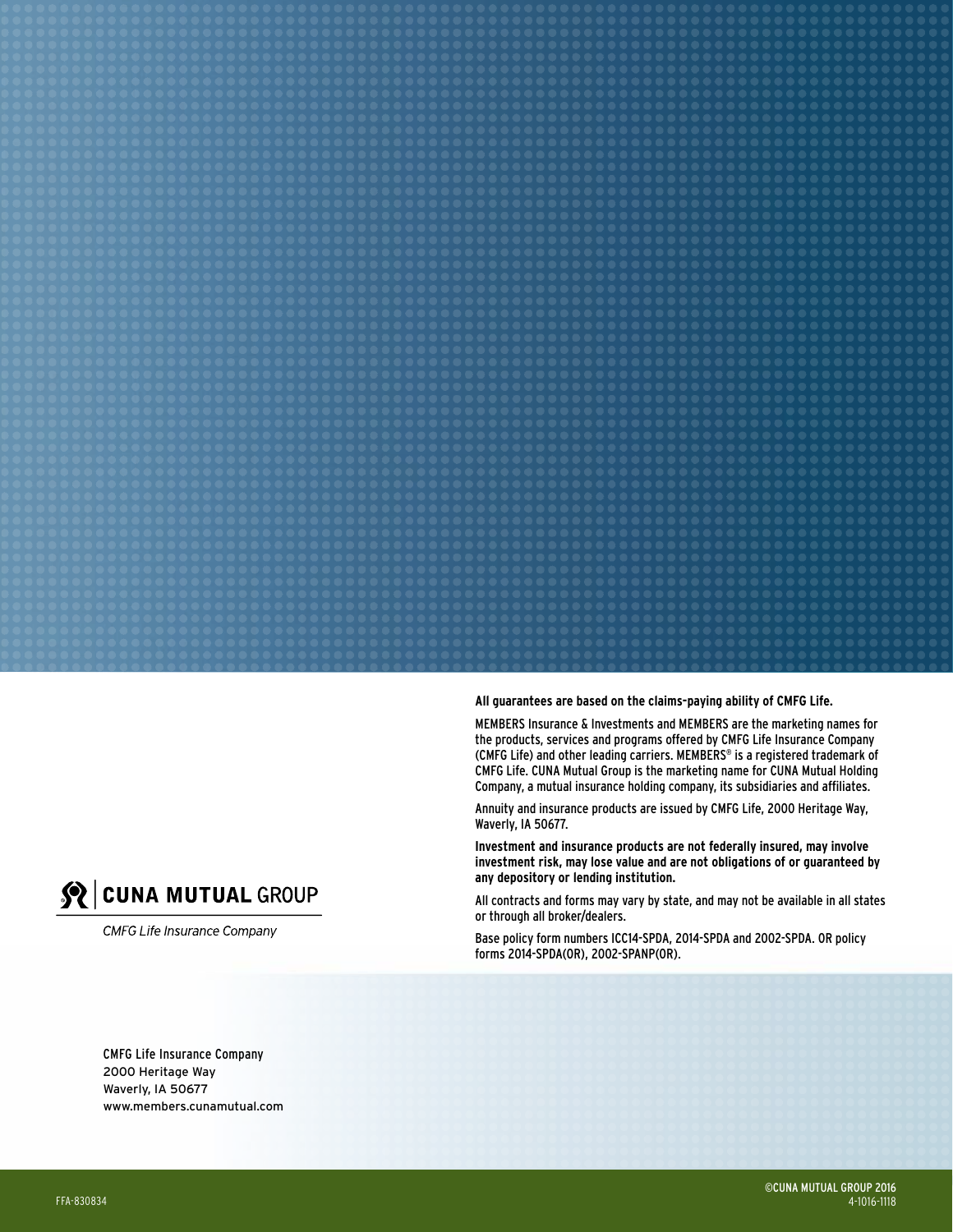**All guarantees are based on the claims-paying ability of CMFG Life.**

MEMBERS Insurance & Investments and MEMBERS are the marketing names for the products, services and programs offered by CMFG Life Insurance Company (CMFG Life) and other leading carriers. MEMBERS® is a registered trademark of CMFG Life. CUNA Mutual Group is the marketing name for CUNA Mutual Holding Company, a mutual insurance holding company, its subsidiaries and affiliates.

Annuity and insurance products are issued by CMFG Life, 2000 Heritage Way, Waverly, IA 50677.

**Investment and insurance products are not federally insured, may involve investment risk, may lose value and are not obligations of or guaranteed by any depository or lending institution.**

All contracts and forms may vary by state, and may not be available in all states or through all broker/dealers.

Base policy form numbers ICC14-SPDA, 2014-SPDA and 2002-SPDA. OR policy forms 2014-SPDA(OR), 2002-SPANP(OR).

**CUNA MUTUAL** GROUP

*CMFG Life Insurance Company*

CMFG Life Insurance Company
2000 Heritage Way
Waverly, IA 50677
www.members.cunamutual.com

FFA-830834

©CUNA MUTUAL GROUP 2016
4-1016-1118